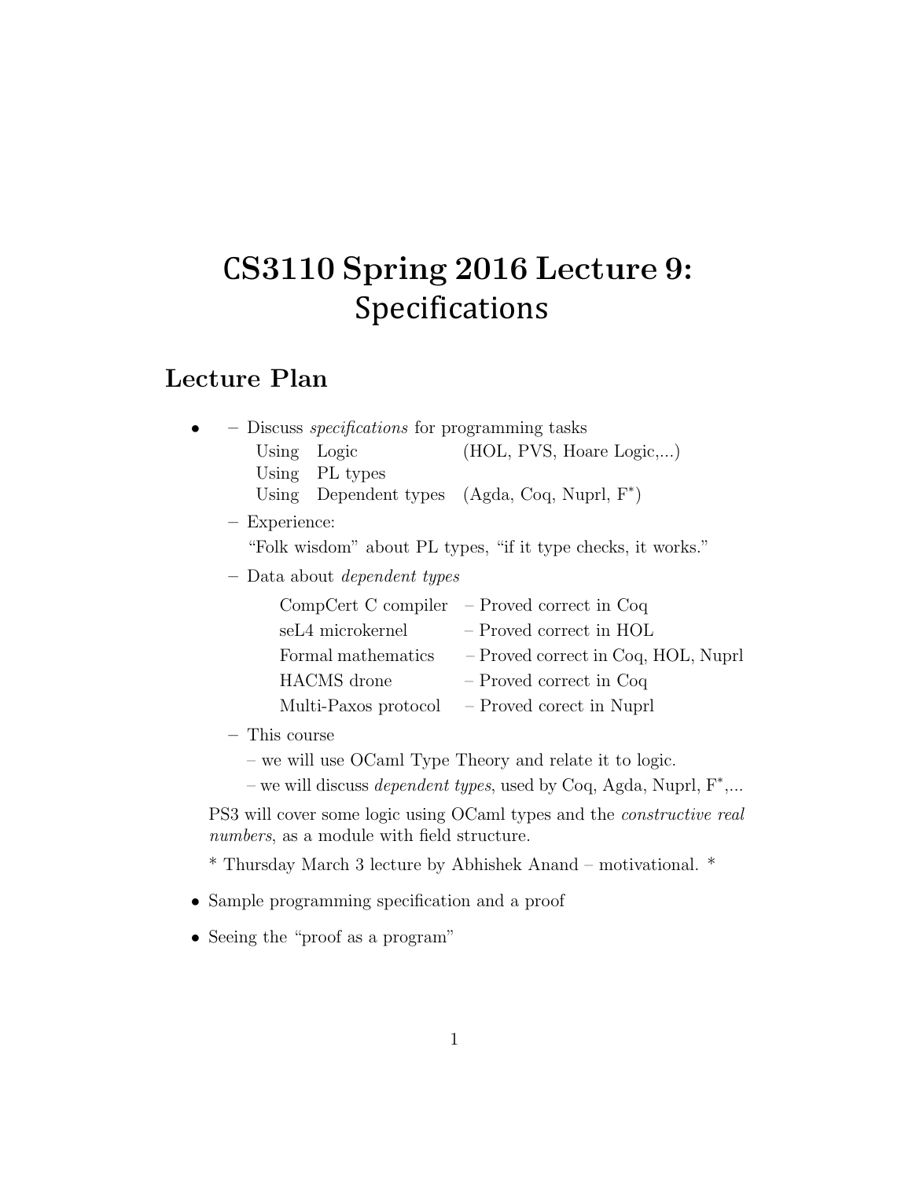# CS3110 Spring 2016 Lecture 9: Specifications

## Lecture Plan

- – Discuss *specifications* for programming tasks

  Using Logic (HOL, PVS, Hoare Logic,...)

  Using PL types

  Using Dependent types (Agda, Coq, Nuprl, $F^*$)

  – Experience:

  "Folk wisdom" about PL types, "if it type checks, it works."

  – Data about *dependent types*

  | | |
  |---|---|
  | CompCert C compiler | – Proved correct in Coq |
  | seL4 microkernel | – Proved correct in HOL |
  | Formal mathematics | – Proved correct in Coq, HOL, Nuprl |
  | HACMS drone | – Proved correct in Coq |
  | Multi-Paxos protocol | – Proved corect in Nuprl |

  – This course

  – we will use OCaml Type Theory and relate it to logic.

  – we will discuss *dependent types*, used by Coq, Agda, Nuprl, $F^*$,...

  PS3 will cover some logic using OCaml types and the *constructive real numbers*, as a module with field structure.

  * Thursday March 3 lecture by Abhishek Anand – motivational. *

- Sample programming specification and a proof

- Seeing the "proof as a program"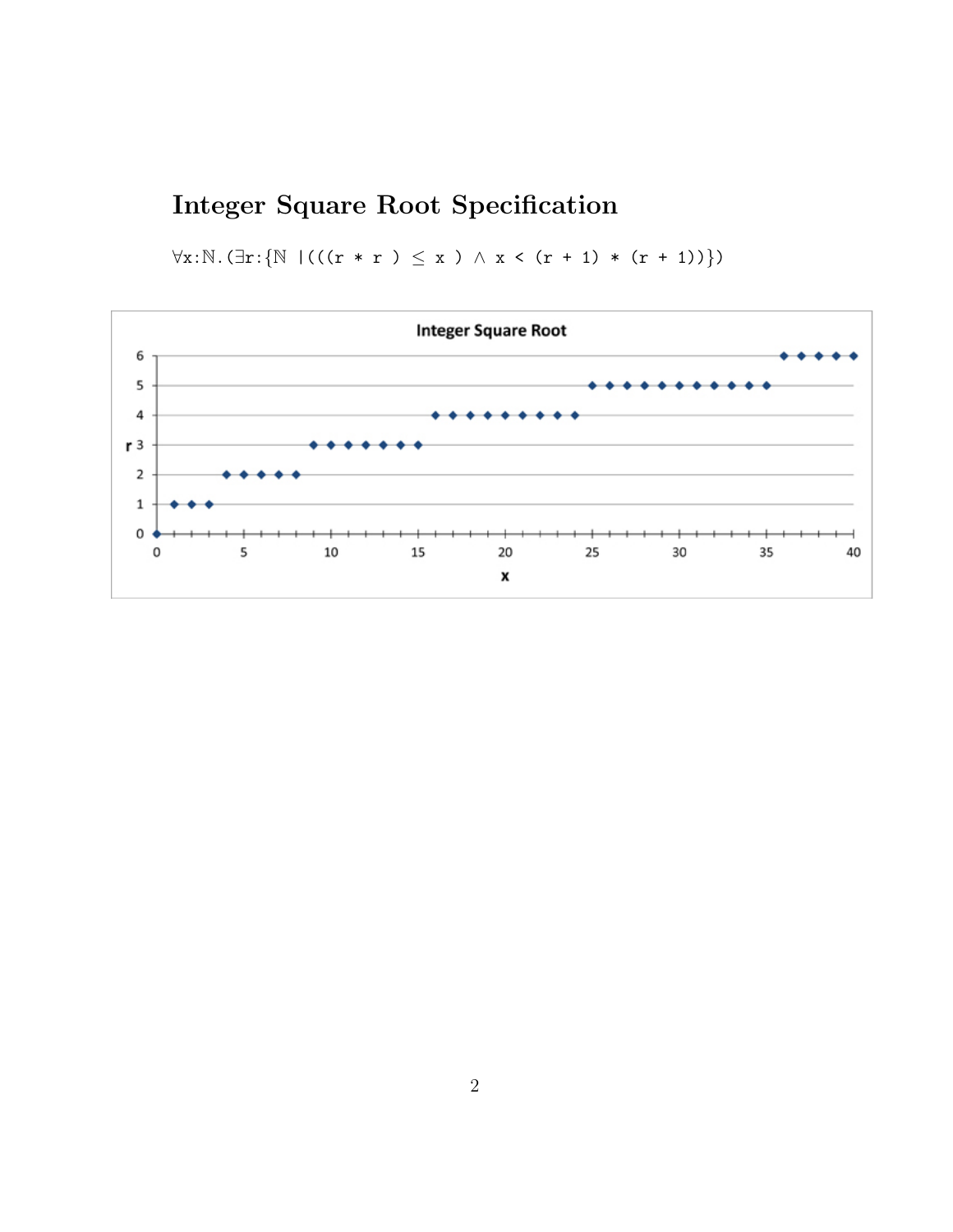# Integer Square Root Specification

```
∀x:ℕ.(∃r:{ℕ |(((r * r ) ≤ x ) ∧ x < (r + 1) * (r + 1))})
```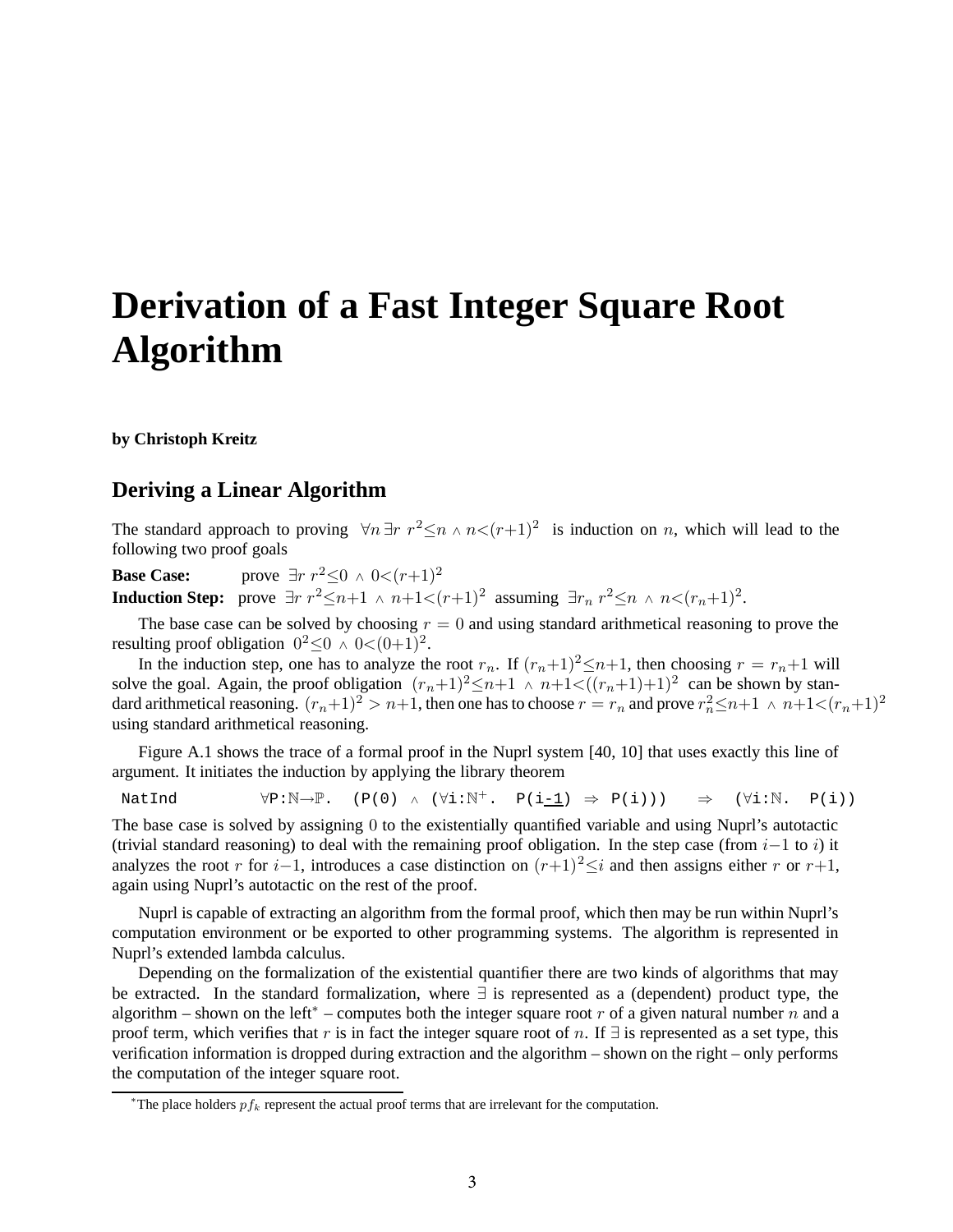# Derivation of a Fast Integer Square Root Algorithm

**by Christoph Kreitz**

## Deriving a Linear Algorithm

The standard approach to proving $\forall n\, \exists r\; r^2 \leq n \wedge n < (r+1)^2$ is induction on $n$, which will lead to the following two proof goals

**Base Case:** prove $\exists r\; r^2 \leq 0 \wedge 0 < (r+1)^2$

**Induction Step:** prove $\exists r\; r^2 \leq n+1 \wedge n+1 < (r+1)^2$ assuming $\exists r_n\; r^2 \leq n \wedge n < (r_n+1)^2$.

The base case can be solved by choosing $r = 0$ and using standard arithmetical reasoning to prove the resulting proof obligation $0^2 \leq 0 \wedge 0 < (0+1)^2$.

In the induction step, one has to analyze the root $r_n$. If $(r_n+1)^2 \leq n+1$, then choosing $r = r_n+1$ will solve the goal. Again, the proof obligation $(r_n+1)^2 \leq n+1 \wedge n+1 < ((r_n+1)+1)^2$ can be shown by standard arithmetical reasoning. $(r_n+1)^2 > n+1$, then one has to choose $r = r_n$ and prove $r_n^2 \leq n+1 \wedge n+1 < (r_n+1)^2$ using standard arithmetical reasoning.

Figure A.1 shows the trace of a formal proof in the Nuprl system [40, 10] that uses exactly this line of argument. It initiates the induction by applying the library theorem

```
NatInd        ∀P:ℕ→ℙ.  (P(0) ∧ (∀i:ℕ⁺.  P(i-1) ⇒ P(i)))   ⇒  (∀i:ℕ.  P(i))
```

The base case is solved by assigning $0$ to the existentially quantified variable and using Nuprl's autotactic (trivial standard reasoning) to deal with the remaining proof obligation. In the step case (from $i-1$ to $i$) it analyzes the root $r$ for $i-1$, introduces a case distinction on $(r+1)^2 \leq i$ and then assigns either $r$ or $r+1$, again using Nuprl's autotactic on the rest of the proof.

Nuprl is capable of extracting an algorithm from the formal proof, which then may be run within Nuprl's computation environment or be exported to other programming systems. The algorithm is represented in Nuprl's extended lambda calculus.

Depending on the formalization of the existential quantifier there are two kinds of algorithms that may be extracted. In the standard formalization, where $\exists$ is represented as a (dependent) product type, the algorithm – shown on the left[*] – computes both the integer square root $r$ of a given natural number $n$ and a proof term, which verifies that $r$ is in fact the integer square root of $n$. If $\exists$ is represented as a set type, this verification information is dropped during extraction and the algorithm – shown on the right – only performs the computation of the integer square root.

[*] The place holders $pf_k$ represent the actual proof terms that are irrelevant for the computation.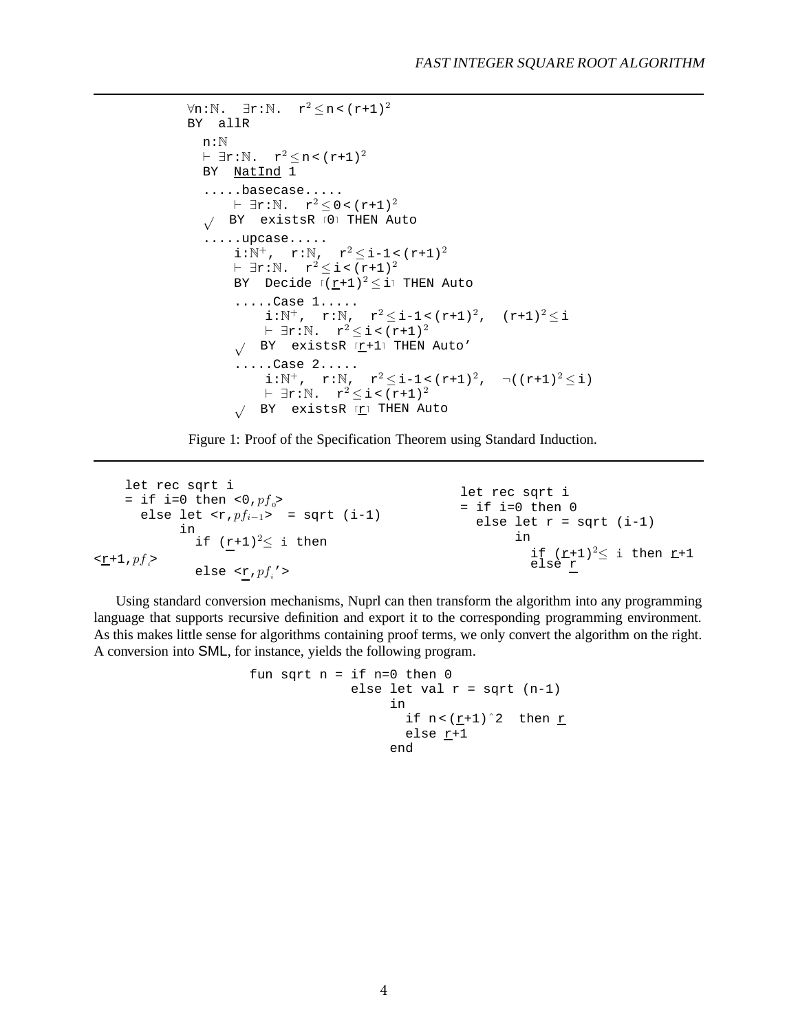```
∀n:ℕ.  ∃r:ℕ.  r² ≤ n < (r+1)²
BY  allR
  n:ℕ
  ⊢ ∃r:ℕ.  r² ≤ n < (r+1)²
  BY  NatInd 1
  .....basecase.....
      ⊢ ∃r:ℕ.  r² ≤ 0 < (r+1)²
  √  BY  existsR ⌈0⌉ THEN Auto
  .....upcase.....
      i:ℕ⁺,  r:ℕ,  r² ≤ i-1 < (r+1)²
      ⊢ ∃r:ℕ.  r² ≤ i < (r+1)²
      BY  Decide ⌈(r+1)² ≤ i⌉ THEN Auto
      .....Case 1.....
          i:ℕ⁺,  r:ℕ,  r² ≤ i-1 < (r+1)²,  (r+1)² ≤ i
          ⊢ ∃r:ℕ.  r² ≤ i < (r+1)²
      √  BY  existsR ⌈r+1⌉ THEN Auto'
      .....Case 2.....
          i:ℕ⁺,  r:ℕ,  r² ≤ i-1 < (r+1)²,  ¬((r+1)² ≤ i)
          ⊢ ∃r:ℕ.  r² ≤ i < (r+1)²
      √  BY  existsR ⌈r⌉ THEN Auto
```

Figure 1: Proof of the Specification Theorem using Standard Induction.

```
let rec sqrt i
= if i=0 then <0,pf_0>
  else let <r,pf_{i-1}>  = sqrt (i-1)
       in
         if (r+1)²≤ i then <r+1,pf_i>
         else <r,pf_i'>
```

```
let rec sqrt i
= if i=0 then 0
  else let r = sqrt (i-1)
       in
         if (r+1)²≤ i then r+1
         else r
```

Using standard conversion mechanisms, Nuprl can then transform the algorithm into any programming language that supports recursive definition and export it to the corresponding programming environment. As this makes little sense for algorithms containing proof terms, we only convert the algorithm on the right. A conversion into SML, for instance, yields the following program.

```
fun sqrt n = if n=0 then 0
             else let val r = sqrt (n-1)
                  in
                    if n < (r+1)^2  then r
                    else r+1
                  end
```